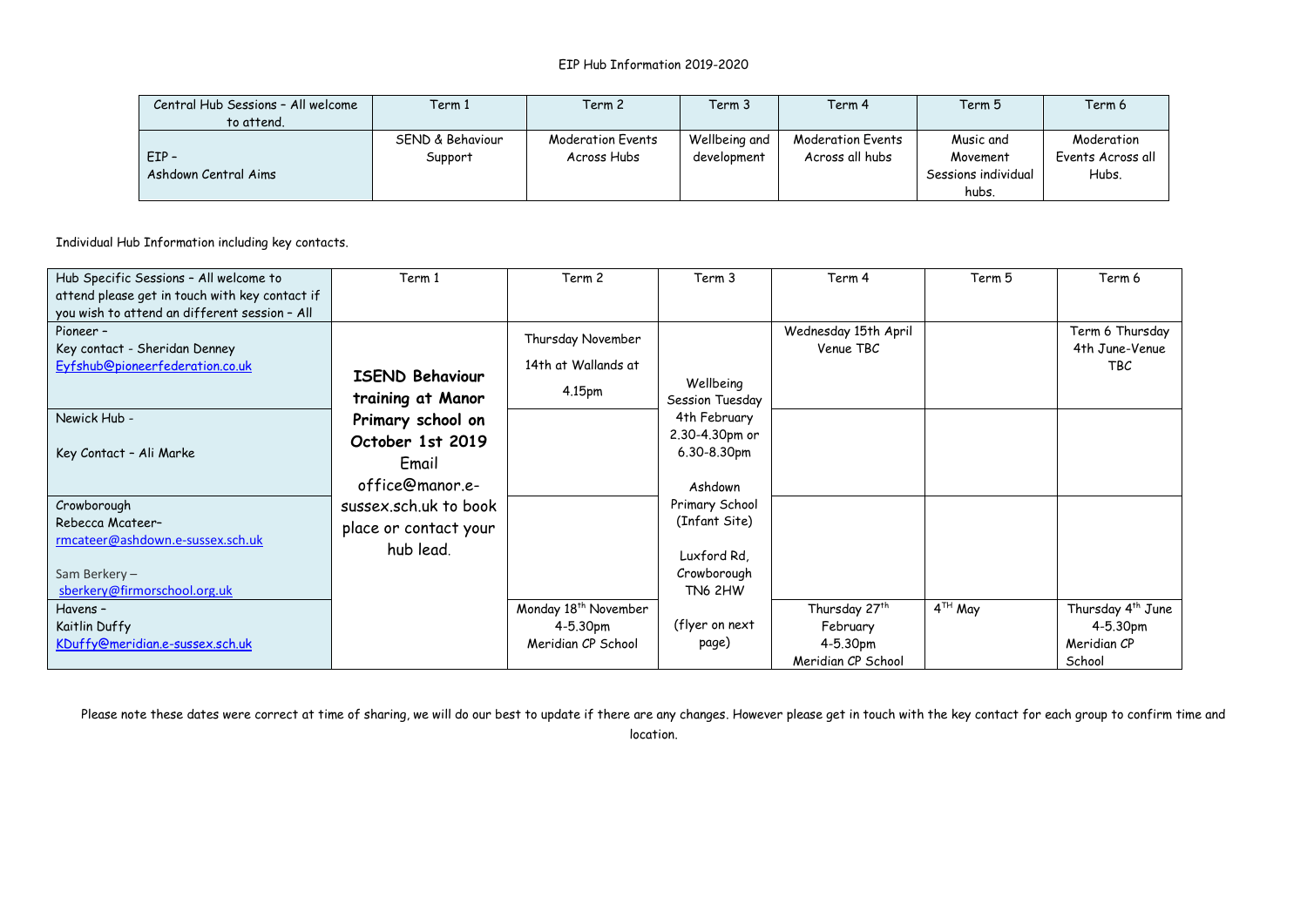EIP Hub Information 2019-2020

| Central Hub Sessions – All welcome to attend. | Term 1 | Term 2 | Term 3 | Term 4 | Term 5 | Term 6 |
|---|---|---|---|---|---|---|
| EIP – Ashdown Central Aims | SEND & Behaviour Support | Moderation Events Across Hubs | Wellbeing and development | Moderation Events Across all hubs | Music and Movement Sessions individual hubs. | Moderation Events Across all Hubs. |

Individual Hub Information including key contacts.

| Hub Specific Sessions – All welcome to attend please get in touch with key contact if you wish to attend an different session – All | Term 1 | Term 2 | Term 3 | Term 4 | Term 5 | Term 6 |
|---|---|---|---|---|---|---|
| Pioneer – Key contact - Sheridan Denney Eyfshub@pioneerfederation.co.uk | **ISEND Behaviour training at Manor Primary school on October 1st 2019** Email office@manor.e-sussex.sch.uk to book place or contact your hub lead. | Thursday November 14th at Wallands at 4.15pm | Wellbeing Session Tuesday 4th February 2.30-4.30pm or 6.30-8.30pm Ashdown Primary School (Infant Site) Luxford Rd, Crowborough TN6 2HW (flyer on next page) | Wednesday 15th April Venue TBC | | Term 6 Thursday 4th June-Venue TBC |
| Newick Hub - Key Contact – Ali Marke | | | | | | |
| Crowborough Rebecca Mcateer– rmcateer@ashdown.e-sussex.sch.uk Sam Berkery – sberkery@firmorschool.org.uk | | | | | | |
| Havens – Kaitlin Duffy KDuffy@meridian.e-sussex.sch.uk | | Monday 18th November 4-5.30pm Meridian CP School | | Thursday 27th February 4-5.30pm Meridian CP School | 4TH May | Thursday 4th June 4-5.30pm Meridian CP School |

Please note these dates were correct at time of sharing, we will do our best to update if there are any changes. However please get in touch with the key contact for each group to confirm time and location.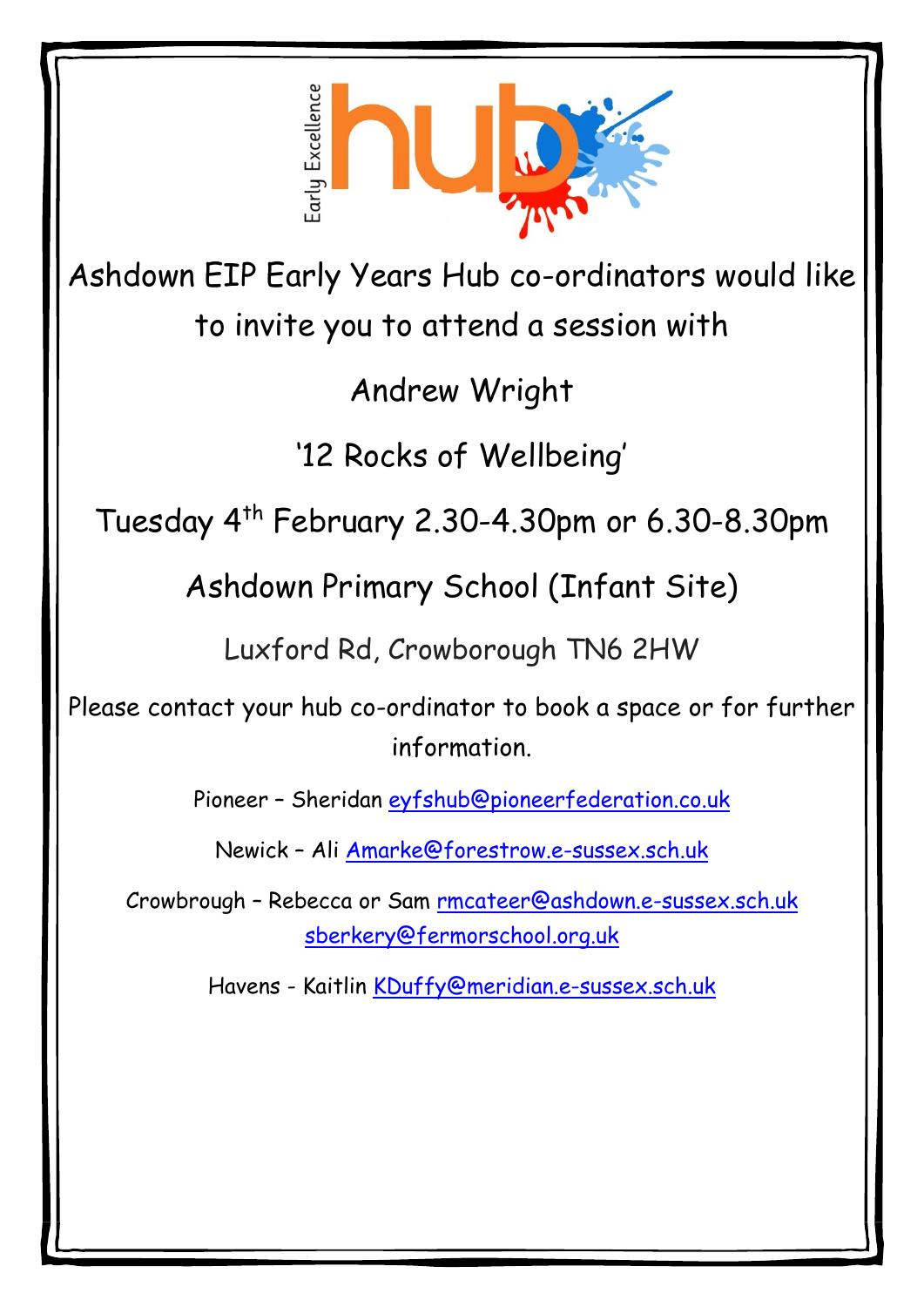Early Excellence hub

Ashdown EIP Early Years Hub co-ordinators would like to invite you to attend a session with

Andrew Wright

'12 Rocks of Wellbeing'

Tuesday 4th February 2.30-4.30pm or 6.30-8.30pm

Ashdown Primary School (Infant Site)

Luxford Rd, Crowborough TN6 2HW

Please contact your hub co-ordinator to book a space or for further information.

Pioneer – Sheridan eyfshub@pioneerfederation.co.uk

Newick – Ali Amarke@forestrow.e-sussex.sch.uk

Crowbrough – Rebecca or Sam rmcateer@ashdown.e-sussex.sch.uk sberkery@fermorschool.org.uk

Havens - Kaitlin KDuffy@meridian.e-sussex.sch.uk